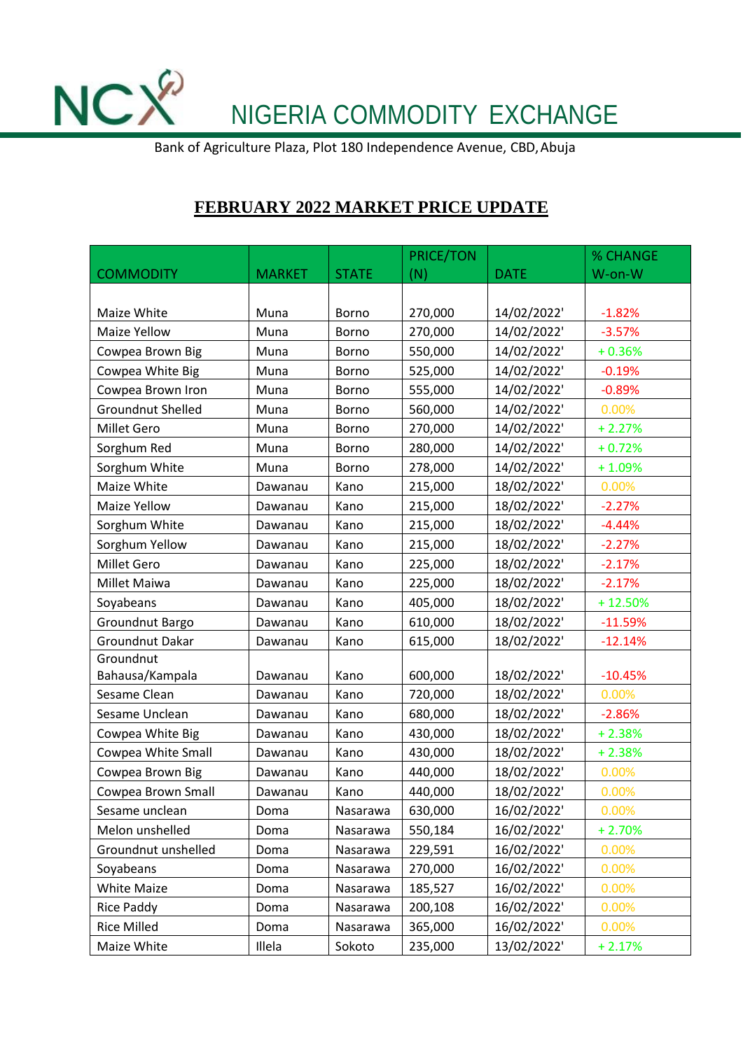# NIGERIA COMMODITY EXCHANGE

Bank of Agriculture Plaza, Plot 180 Independence Avenue, CBD, Abuja

## FEBRUARY 2022 MARKET PRICE UPDATE

| COMMODITY | MARKET | STATE | PRICE/TON (N) | DATE | % CHANGE W-on-W |
|---|---|---|---|---|---|
| Maize White | Muna | Borno | 270,000 | 14/02/2022' | -1.82% |
| Maize Yellow | Muna | Borno | 270,000 | 14/02/2022' | -3.57% |
| Cowpea Brown Big | Muna | Borno | 550,000 | 14/02/2022' | + 0.36% |
| Cowpea White Big | Muna | Borno | 525,000 | 14/02/2022' | -0.19% |
| Cowpea Brown Iron | Muna | Borno | 555,000 | 14/02/2022' | -0.89% |
| Groundnut Shelled | Muna | Borno | 560,000 | 14/02/2022' | 0.00% |
| Millet Gero | Muna | Borno | 270,000 | 14/02/2022' | + 2.27% |
| Sorghum Red | Muna | Borno | 280,000 | 14/02/2022' | + 0.72% |
| Sorghum White | Muna | Borno | 278,000 | 14/02/2022' | + 1.09% |
| Maize White | Dawanau | Kano | 215,000 | 18/02/2022' | 0.00% |
| Maize Yellow | Dawanau | Kano | 215,000 | 18/02/2022' | -2.27% |
| Sorghum White | Dawanau | Kano | 215,000 | 18/02/2022' | -4.44% |
| Sorghum Yellow | Dawanau | Kano | 215,000 | 18/02/2022' | -2.27% |
| Millet Gero | Dawanau | Kano | 225,000 | 18/02/2022' | -2.17% |
| Millet Maiwa | Dawanau | Kano | 225,000 | 18/02/2022' | -2.17% |
| Soyabeans | Dawanau | Kano | 405,000 | 18/02/2022' | + 12.50% |
| Groundnut Bargo | Dawanau | Kano | 610,000 | 18/02/2022' | -11.59% |
| Groundnut Dakar | Dawanau | Kano | 615,000 | 18/02/2022' | -12.14% |
| Groundnut Bahausa/Kampala | Dawanau | Kano | 600,000 | 18/02/2022' | -10.45% |
| Sesame Clean | Dawanau | Kano | 720,000 | 18/02/2022' | 0.00% |
| Sesame Unclean | Dawanau | Kano | 680,000 | 18/02/2022' | -2.86% |
| Cowpea White Big | Dawanau | Kano | 430,000 | 18/02/2022' | + 2.38% |
| Cowpea White Small | Dawanau | Kano | 430,000 | 18/02/2022' | + 2.38% |
| Cowpea Brown Big | Dawanau | Kano | 440,000 | 18/02/2022' | 0.00% |
| Cowpea Brown Small | Dawanau | Kano | 440,000 | 18/02/2022' | 0.00% |
| Sesame unclean | Doma | Nasarawa | 630,000 | 16/02/2022' | 0.00% |
| Melon unshelled | Doma | Nasarawa | 550,184 | 16/02/2022' | + 2.70% |
| Groundnut unshelled | Doma | Nasarawa | 229,591 | 16/02/2022' | 0.00% |
| Soyabeans | Doma | Nasarawa | 270,000 | 16/02/2022' | 0.00% |
| White Maize | Doma | Nasarawa | 185,527 | 16/02/2022' | 0.00% |
| Rice Paddy | Doma | Nasarawa | 200,108 | 16/02/2022' | 0.00% |
| Rice Milled | Doma | Nasarawa | 365,000 | 16/02/2022' | 0.00% |
| Maize White | Illela | Sokoto | 235,000 | 13/02/2022' | + 2.17% |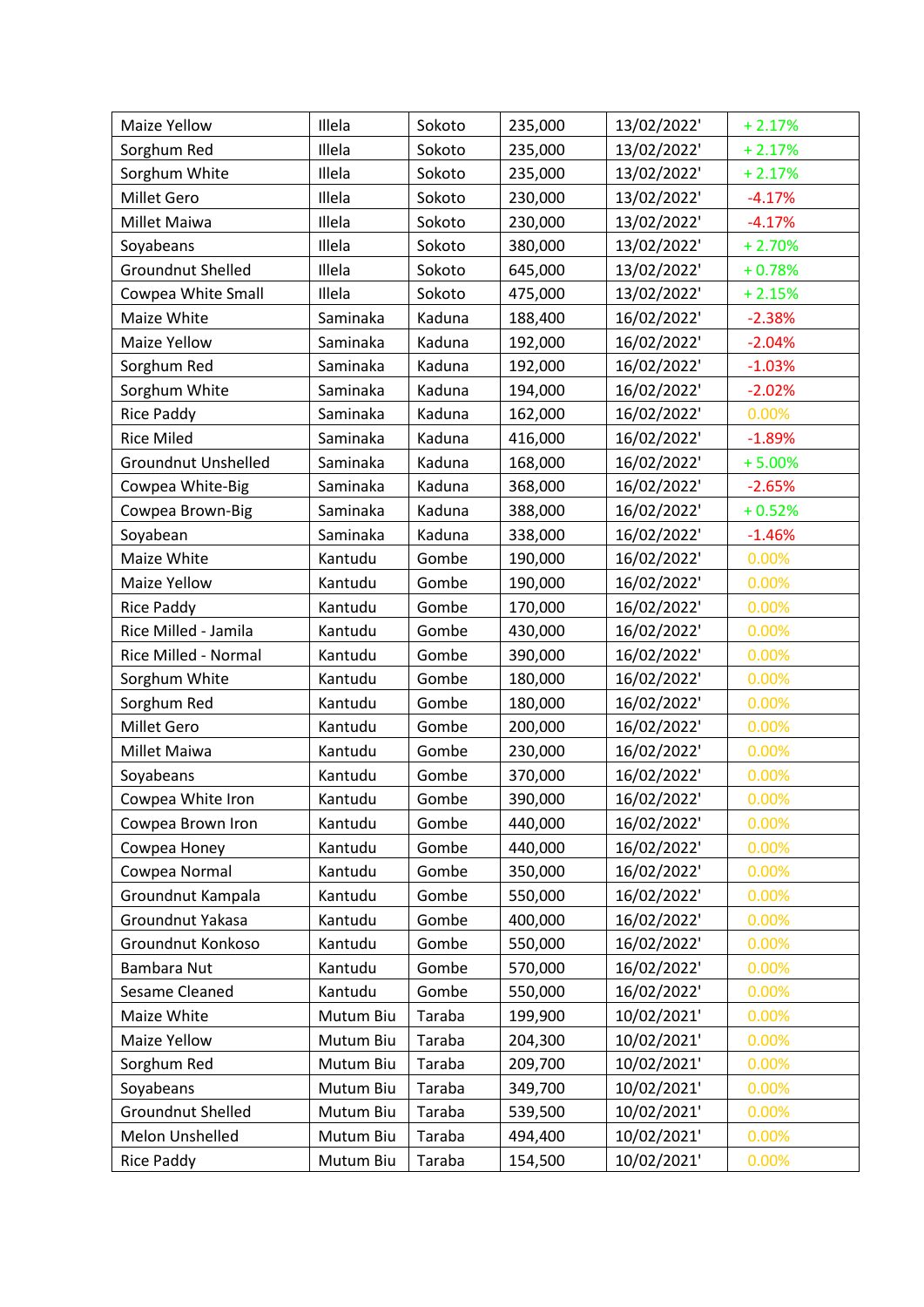| Maize Yellow | Illela | Sokoto | 235,000 | 13/02/2022' | + 2.17% |
|---|---|---|---|---|---|
| Sorghum Red | Illela | Sokoto | 235,000 | 13/02/2022' | + 2.17% |
| Sorghum White | Illela | Sokoto | 235,000 | 13/02/2022' | + 2.17% |
| Millet Gero | Illela | Sokoto | 230,000 | 13/02/2022' | -4.17% |
| Millet Maiwa | Illela | Sokoto | 230,000 | 13/02/2022' | -4.17% |
| Soyabeans | Illela | Sokoto | 380,000 | 13/02/2022' | + 2.70% |
| Groundnut Shelled | Illela | Sokoto | 645,000 | 13/02/2022' | + 0.78% |
| Cowpea White Small | Illela | Sokoto | 475,000 | 13/02/2022' | + 2.15% |
| Maize White | Saminaka | Kaduna | 188,400 | 16/02/2022' | -2.38% |
| Maize Yellow | Saminaka | Kaduna | 192,000 | 16/02/2022' | -2.04% |
| Sorghum Red | Saminaka | Kaduna | 192,000 | 16/02/2022' | -1.03% |
| Sorghum White | Saminaka | Kaduna | 194,000 | 16/02/2022' | -2.02% |
| Rice Paddy | Saminaka | Kaduna | 162,000 | 16/02/2022' | 0.00% |
| Rice Miled | Saminaka | Kaduna | 416,000 | 16/02/2022' | -1.89% |
| Groundnut Unshelled | Saminaka | Kaduna | 168,000 | 16/02/2022' | + 5.00% |
| Cowpea White-Big | Saminaka | Kaduna | 368,000 | 16/02/2022' | -2.65% |
| Cowpea Brown-Big | Saminaka | Kaduna | 388,000 | 16/02/2022' | + 0.52% |
| Soyabean | Saminaka | Kaduna | 338,000 | 16/02/2022' | -1.46% |
| Maize White | Kantudu | Gombe | 190,000 | 16/02/2022' | 0.00% |
| Maize Yellow | Kantudu | Gombe | 190,000 | 16/02/2022' | 0.00% |
| Rice Paddy | Kantudu | Gombe | 170,000 | 16/02/2022' | 0.00% |
| Rice Milled - Jamila | Kantudu | Gombe | 430,000 | 16/02/2022' | 0.00% |
| Rice Milled - Normal | Kantudu | Gombe | 390,000 | 16/02/2022' | 0.00% |
| Sorghum White | Kantudu | Gombe | 180,000 | 16/02/2022' | 0.00% |
| Sorghum Red | Kantudu | Gombe | 180,000 | 16/02/2022' | 0.00% |
| Millet Gero | Kantudu | Gombe | 200,000 | 16/02/2022' | 0.00% |
| Millet Maiwa | Kantudu | Gombe | 230,000 | 16/02/2022' | 0.00% |
| Soyabeans | Kantudu | Gombe | 370,000 | 16/02/2022' | 0.00% |
| Cowpea White Iron | Kantudu | Gombe | 390,000 | 16/02/2022' | 0.00% |
| Cowpea Brown Iron | Kantudu | Gombe | 440,000 | 16/02/2022' | 0.00% |
| Cowpea Honey | Kantudu | Gombe | 440,000 | 16/02/2022' | 0.00% |
| Cowpea Normal | Kantudu | Gombe | 350,000 | 16/02/2022' | 0.00% |
| Groundnut Kampala | Kantudu | Gombe | 550,000 | 16/02/2022' | 0.00% |
| Groundnut Yakasa | Kantudu | Gombe | 400,000 | 16/02/2022' | 0.00% |
| Groundnut Konkoso | Kantudu | Gombe | 550,000 | 16/02/2022' | 0.00% |
| Bambara Nut | Kantudu | Gombe | 570,000 | 16/02/2022' | 0.00% |
| Sesame Cleaned | Kantudu | Gombe | 550,000 | 16/02/2022' | 0.00% |
| Maize White | Mutum Biu | Taraba | 199,900 | 10/02/2021' | 0.00% |
| Maize Yellow | Mutum Biu | Taraba | 204,300 | 10/02/2021' | 0.00% |
| Sorghum Red | Mutum Biu | Taraba | 209,700 | 10/02/2021' | 0.00% |
| Soyabeans | Mutum Biu | Taraba | 349,700 | 10/02/2021' | 0.00% |
| Groundnut Shelled | Mutum Biu | Taraba | 539,500 | 10/02/2021' | 0.00% |
| Melon Unshelled | Mutum Biu | Taraba | 494,400 | 10/02/2021' | 0.00% |
| Rice Paddy | Mutum Biu | Taraba | 154,500 | 10/02/2021' | 0.00% |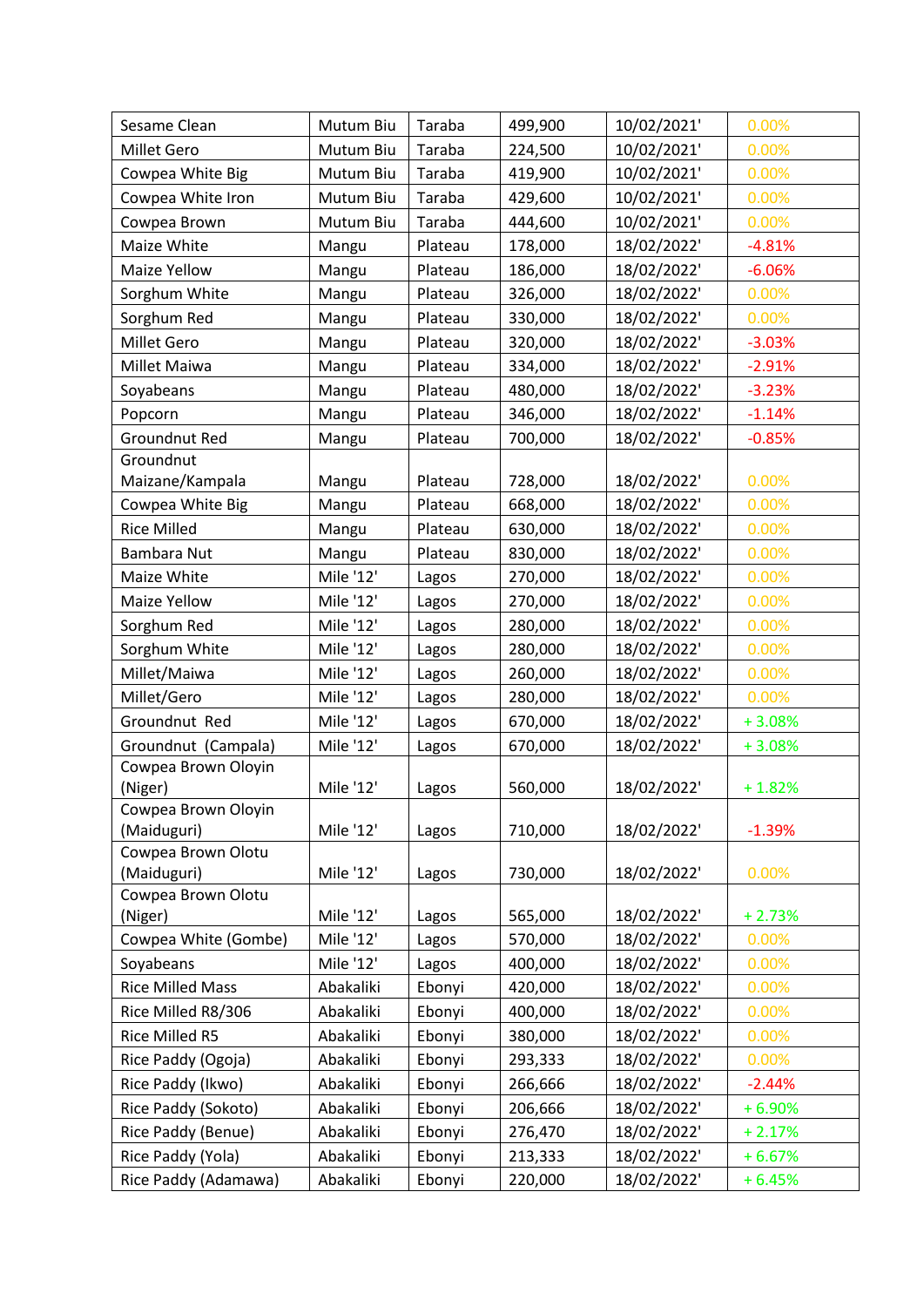| Sesame Clean | Mutum Biu | Taraba | 499,900 | 10/02/2021' | 0.00% |
|---|---|---|---|---|---|
| Millet Gero | Mutum Biu | Taraba | 224,500 | 10/02/2021' | 0.00% |
| Cowpea White Big | Mutum Biu | Taraba | 419,900 | 10/02/2021' | 0.00% |
| Cowpea White Iron | Mutum Biu | Taraba | 429,600 | 10/02/2021' | 0.00% |
| Cowpea Brown | Mutum Biu | Taraba | 444,600 | 10/02/2021' | 0.00% |
| Maize White | Mangu | Plateau | 178,000 | 18/02/2022' | -4.81% |
| Maize Yellow | Mangu | Plateau | 186,000 | 18/02/2022' | -6.06% |
| Sorghum White | Mangu | Plateau | 326,000 | 18/02/2022' | 0.00% |
| Sorghum Red | Mangu | Plateau | 330,000 | 18/02/2022' | 0.00% |
| Millet Gero | Mangu | Plateau | 320,000 | 18/02/2022' | -3.03% |
| Millet Maiwa | Mangu | Plateau | 334,000 | 18/02/2022' | -2.91% |
| Soyabeans | Mangu | Plateau | 480,000 | 18/02/2022' | -3.23% |
| Popcorn | Mangu | Plateau | 346,000 | 18/02/2022' | -1.14% |
| Groundnut Red | Mangu | Plateau | 700,000 | 18/02/2022' | -0.85% |
| Groundnut Maizane/Kampala | Mangu | Plateau | 728,000 | 18/02/2022' | 0.00% |
| Cowpea White Big | Mangu | Plateau | 668,000 | 18/02/2022' | 0.00% |
| Rice Milled | Mangu | Plateau | 630,000 | 18/02/2022' | 0.00% |
| Bambara Nut | Mangu | Plateau | 830,000 | 18/02/2022' | 0.00% |
| Maize White | Mile '12' | Lagos | 270,000 | 18/02/2022' | 0.00% |
| Maize Yellow | Mile '12' | Lagos | 270,000 | 18/02/2022' | 0.00% |
| Sorghum Red | Mile '12' | Lagos | 280,000 | 18/02/2022' | 0.00% |
| Sorghum White | Mile '12' | Lagos | 280,000 | 18/02/2022' | 0.00% |
| Millet/Maiwa | Mile '12' | Lagos | 260,000 | 18/02/2022' | 0.00% |
| Millet/Gero | Mile '12' | Lagos | 280,000 | 18/02/2022' | 0.00% |
| Groundnut Red | Mile '12' | Lagos | 670,000 | 18/02/2022' | + 3.08% |
| Groundnut (Campala) | Mile '12' | Lagos | 670,000 | 18/02/2022' | + 3.08% |
| Cowpea Brown Oloyin (Niger) | Mile '12' | Lagos | 560,000 | 18/02/2022' | + 1.82% |
| Cowpea Brown Oloyin (Maiduguri) | Mile '12' | Lagos | 710,000 | 18/02/2022' | -1.39% |
| Cowpea Brown Olotu (Maiduguri) | Mile '12' | Lagos | 730,000 | 18/02/2022' | 0.00% |
| Cowpea Brown Olotu (Niger) | Mile '12' | Lagos | 565,000 | 18/02/2022' | + 2.73% |
| Cowpea White (Gombe) | Mile '12' | Lagos | 570,000 | 18/02/2022' | 0.00% |
| Soyabeans | Mile '12' | Lagos | 400,000 | 18/02/2022' | 0.00% |
| Rice Milled Mass | Abakaliki | Ebonyi | 420,000 | 18/02/2022' | 0.00% |
| Rice Milled R8/306 | Abakaliki | Ebonyi | 400,000 | 18/02/2022' | 0.00% |
| Rice Milled R5 | Abakaliki | Ebonyi | 380,000 | 18/02/2022' | 0.00% |
| Rice Paddy (Ogoja) | Abakaliki | Ebonyi | 293,333 | 18/02/2022' | 0.00% |
| Rice Paddy (Ikwo) | Abakaliki | Ebonyi | 266,666 | 18/02/2022' | -2.44% |
| Rice Paddy (Sokoto) | Abakaliki | Ebonyi | 206,666 | 18/02/2022' | + 6.90% |
| Rice Paddy (Benue) | Abakaliki | Ebonyi | 276,470 | 18/02/2022' | + 2.17% |
| Rice Paddy (Yola) | Abakaliki | Ebonyi | 213,333 | 18/02/2022' | + 6.67% |
| Rice Paddy (Adamawa) | Abakaliki | Ebonyi | 220,000 | 18/02/2022' | + 6.45% |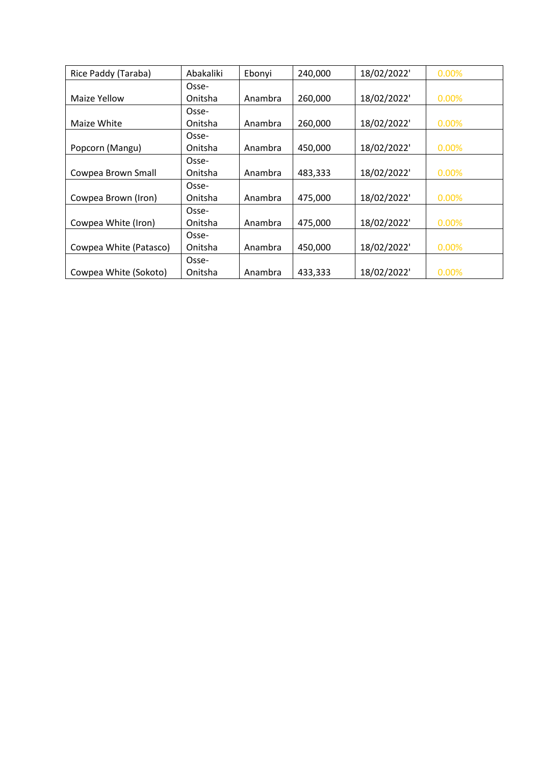| | | | | | |
|---|---|---|---|---|---|
| Rice Paddy (Taraba) | Abakaliki | Ebonyi | 240,000 | 18/02/2022' | 0.00% |
| Maize Yellow | Osse-Onitsha | Anambra | 260,000 | 18/02/2022' | 0.00% |
| Maize White | Osse-Onitsha | Anambra | 260,000 | 18/02/2022' | 0.00% |
| Popcorn (Mangu) | Osse-Onitsha | Anambra | 450,000 | 18/02/2022' | 0.00% |
| Cowpea Brown Small | Osse-Onitsha | Anambra | 483,333 | 18/02/2022' | 0.00% |
| Cowpea Brown (Iron) | Osse-Onitsha | Anambra | 475,000 | 18/02/2022' | 0.00% |
| Cowpea White (Iron) | Osse-Onitsha | Anambra | 475,000 | 18/02/2022' | 0.00% |
| Cowpea White (Patasco) | Osse-Onitsha | Anambra | 450,000 | 18/02/2022' | 0.00% |
| Cowpea White (Sokoto) | Osse-Onitsha | Anambra | 433,333 | 18/02/2022' | 0.00% |